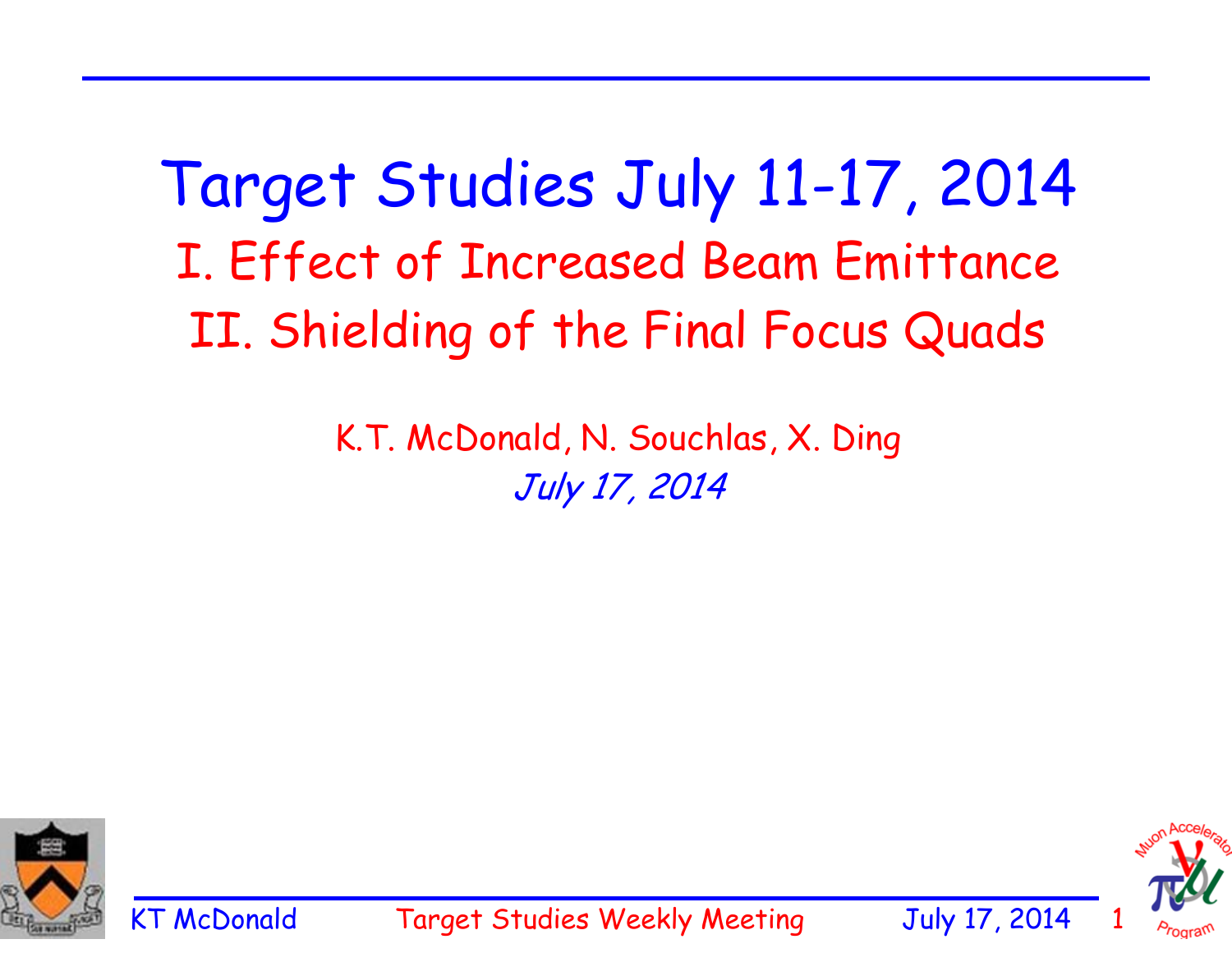# Target Studies July 11-17, 2014

## I. Effect of Increased Beam Emittance

## II. Shielding of the Final Focus Quads

K.T. McDonald, N. Souchlas, X. Ding

*July 17, 2014*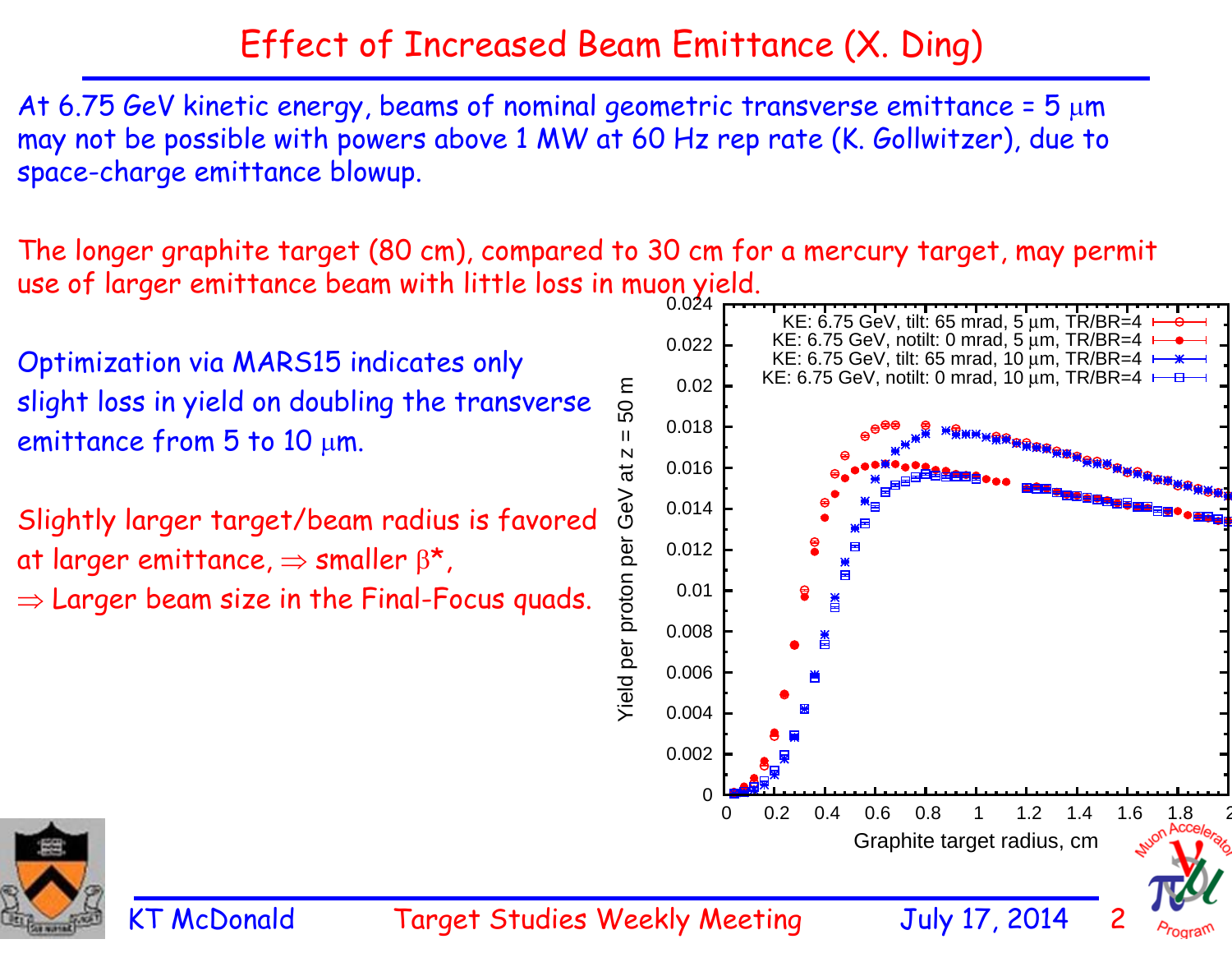# Effect of Increased Beam Emittance (X. Ding)

At 6.75 GeV kinetic energy, beams of nominal geometric transverse emittance = 5 μm may not be possible with powers above 1 MW at 60 Hz rep rate (K. Gollwitzer), due to space-charge emittance blowup.

The longer graphite target (80 cm), compared to 30 cm for a mercury target, may permit use of larger emittance beam with little loss in muon yield.

Optimization via MARS15 indicates only slight loss in yield on doubling the transverse emittance from 5 to 10 μm.

Slightly larger target/beam radius is favored at larger emittance, ⇒ smaller $\beta^*$,
⇒ Larger beam size in the Final-Focus quads.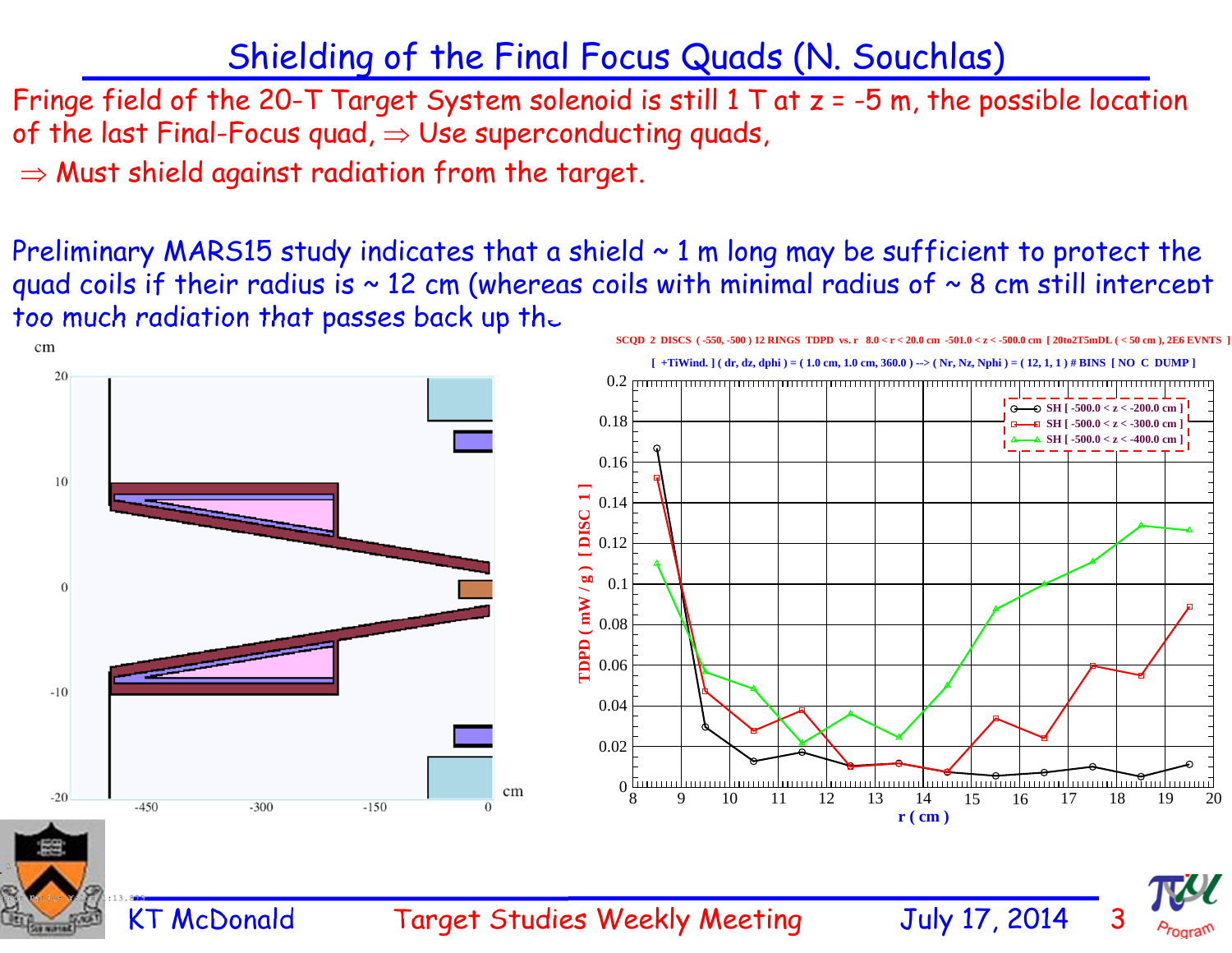# Shielding of the Final Focus Quads (N. Souchlas)

Fringe field of the 20-T Target System solenoid is still 1 T at z = -5 m, the possible location of the last Final-Focus quad, ⇒ Use superconducting quads,

⇒ Must shield against radiation from the target.

Preliminary MARS15 study indicates that a shield ~ 1 m long may be sufficient to protect the quad coils if their radius is ~ 12 cm (whereas coils with minimal radius of ~ 8 cm still intercept too much radiation that passes back up the

cm

20
10
0
-10
-20

-450
-300
-150
0

cm

SCQD 2 DISCS ( -550, -500 ) 12 RINGS TDPD vs. r 8.0 < r < 20.0 cm -501.0 < z < -500.0 cm [ 20to2T5mDL ( < 50 cm ), 2E6 EVNTS ]

[ +TiWind. ] ( dr, dz, dphi ) = ( 1.0 cm, 1.0 cm, 360.0 ) --> ( Nr, Nz, Nphi ) = ( 12, 1, 1 ) # BINS [ NO C DUMP ]

SH [ -500.0 < z < -200.0 cm ]
SH [ -500.0 < z < -300.0 cm ]
SH [ -500.0 < z < -400.0 cm ]

TDPD ( mW / g ) [ DISC 1 ]

0
0.02
0.04
0.06
0.08
0.1
0.12
0.14
0.16
0.18
0.2

8
9
10
11
12
13
14
15
16
17
18
19
20

r ( cm )